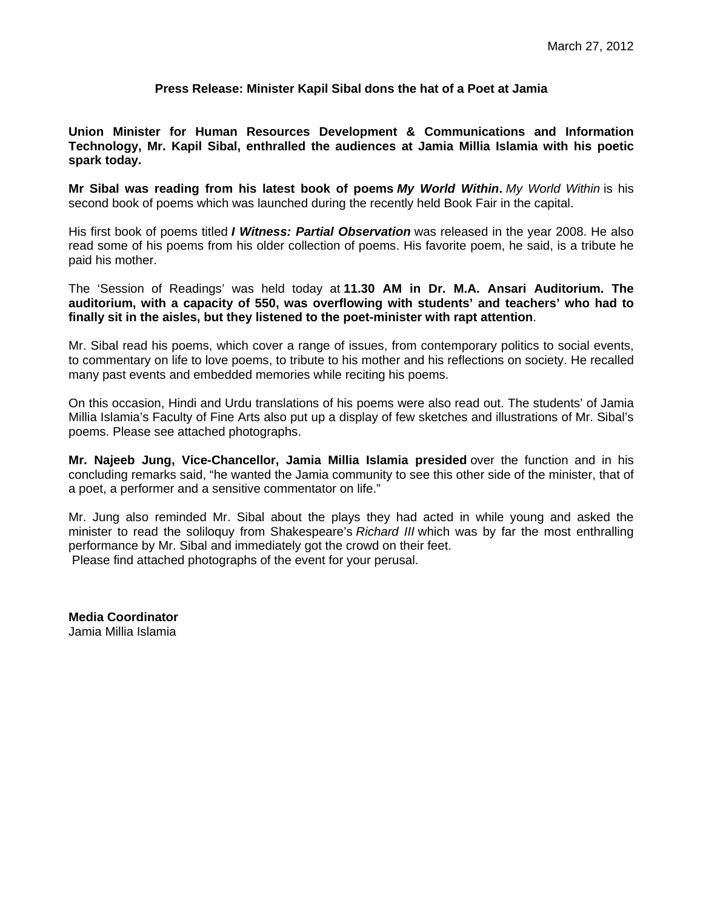March 27, 2012

**Press Release: Minister Kapil Sibal dons the hat of a Poet at Jamia**

**Union Minister for Human Resources Development & Communications and Information Technology, Mr. Kapil Sibal, enthralled the audiences at Jamia Millia Islamia with his poetic spark today.**

**Mr Sibal was reading from his latest book of poems *My World Within*.** *My World Within* is his second book of poems which was launched during the recently held Book Fair in the capital.

His first book of poems titled ***I Witness: Partial Observation*** was released in the year 2008. He also read some of his poems from his older collection of poems. His favorite poem, he said, is a tribute he paid his mother.

The 'Session of Readings' was held today at **11.30 AM in Dr. M.A. Ansari Auditorium. The auditorium, with a capacity of 550, was overflowing with students' and teachers' who had to finally sit in the aisles, but they listened to the poet-minister with rapt attention**.

Mr. Sibal read his poems, which cover a range of issues, from contemporary politics to social events, to commentary on life to love poems, to tribute to his mother and his reflections on society. He recalled many past events and embedded memories while reciting his poems.

On this occasion, Hindi and Urdu translations of his poems were also read out. The students' of Jamia Millia Islamia's Faculty of Fine Arts also put up a display of few sketches and illustrations of Mr. Sibal's poems. Please see attached photographs.

**Mr. Najeeb Jung, Vice-Chancellor, Jamia Millia Islamia presided** over the function and in his concluding remarks said, "he wanted the Jamia community to see this other side of the minister, that of a poet, a performer and a sensitive commentator on life."

Mr. Jung also reminded Mr. Sibal about the plays they had acted in while young and asked the minister to read the soliloquy from Shakespeare's *Richard III* which was by far the most enthralling performance by Mr. Sibal and immediately got the crowd on their feet.
Please find attached photographs of the event for your perusal.

**Media Coordinator**
Jamia Millia Islamia